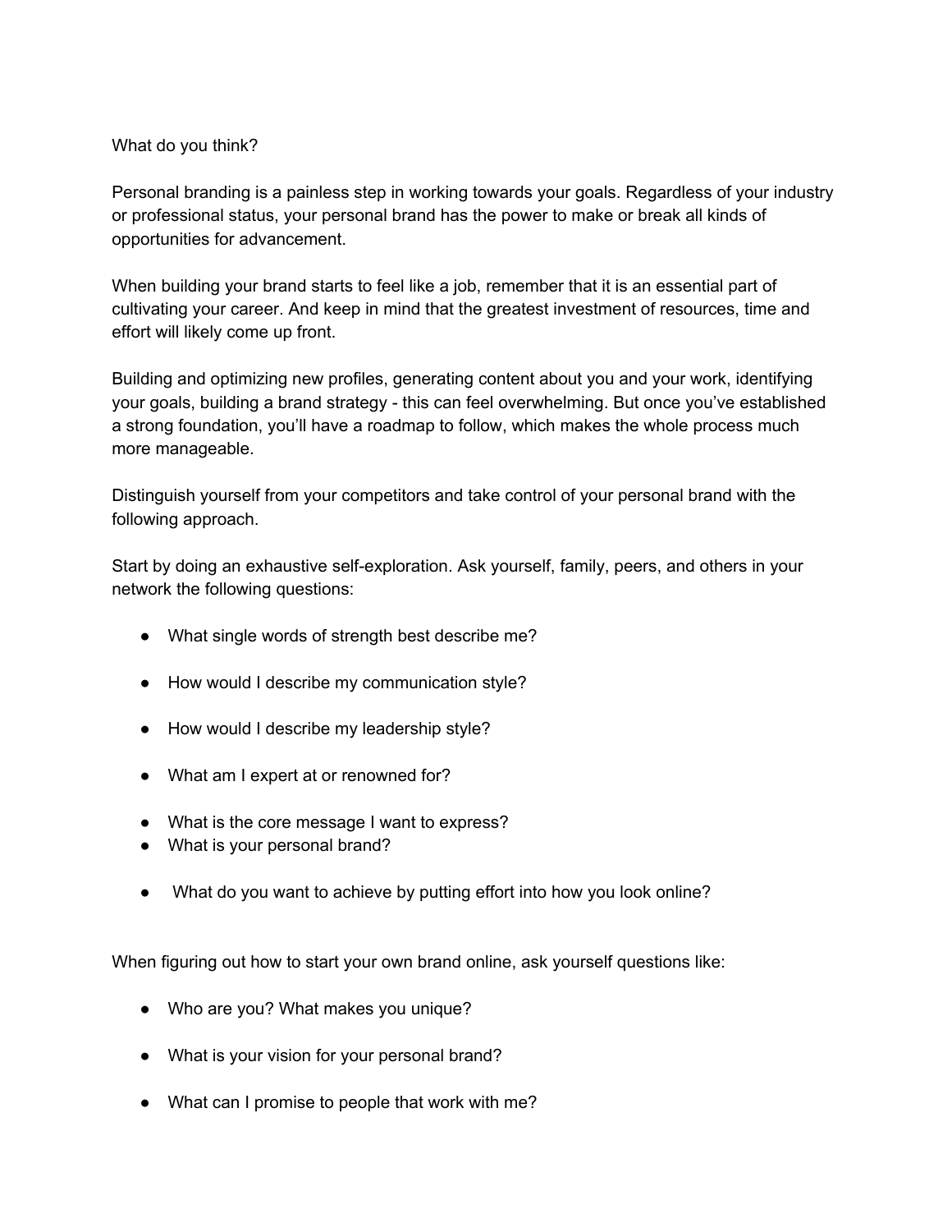What do you think?

Personal branding is a painless step in working towards your goals. Regardless of your industry or professional status, your personal brand has the power to make or break all kinds of opportunities for advancement.

When building your brand starts to feel like a job, remember that it is an essential part of cultivating your career. And keep in mind that the greatest investment of resources, time and effort will likely come up front.

Building and optimizing new profiles, generating content about you and your work, identifying your goals, building a brand strategy - this can feel overwhelming. But once you've established a strong foundation, you'll have a roadmap to follow, which makes the whole process much more manageable.

Distinguish yourself from your competitors and take control of your personal brand with the following approach.

Start by doing an exhaustive self-exploration. Ask yourself, family, peers, and others in your network the following questions:

- What single words of strength best describe me?
- How would I describe my communication style?
- How would I describe my leadership style?
- What am I expert at or renowned for?
- What is the core message I want to express?
- What is your personal brand?
- What do you want to achieve by putting effort into how you look online?

When figuring out how to start your own brand online, ask yourself questions like:

- Who are you? What makes you unique?
- What is your vision for your personal brand?
- What can I promise to people that work with me?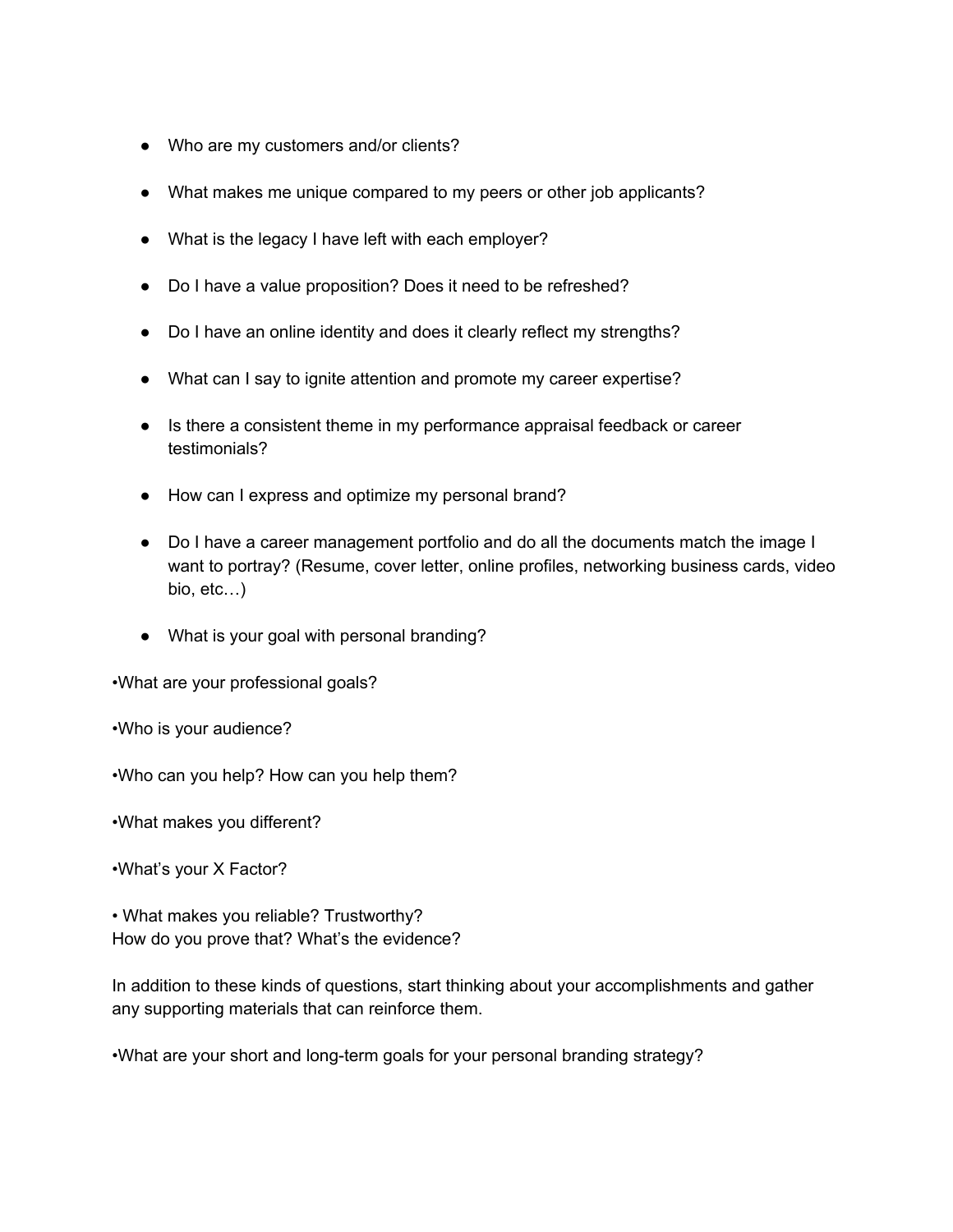- Who are my customers and/or clients?

- What makes me unique compared to my peers or other job applicants?

- What is the legacy I have left with each employer?

- Do I have a value proposition? Does it need to be refreshed?

- Do I have an online identity and does it clearly reflect my strengths?

- What can I say to ignite attention and promote my career expertise?

- Is there a consistent theme in my performance appraisal feedback or career testimonials?

- How can I express and optimize my personal brand?

- Do I have a career management portfolio and do all the documents match the image I want to portray? (Resume, cover letter, online profiles, networking business cards, video bio, etc…)

- What is your goal with personal branding?

•What are your professional goals?

•Who is your audience?

•Who can you help? How can you help them?

•What makes you different?

•What's your X Factor?

• What makes you reliable? Trustworthy?
How do you prove that? What's the evidence?

In addition to these kinds of questions, start thinking about your accomplishments and gather any supporting materials that can reinforce them.

•What are your short and long-term goals for your personal branding strategy?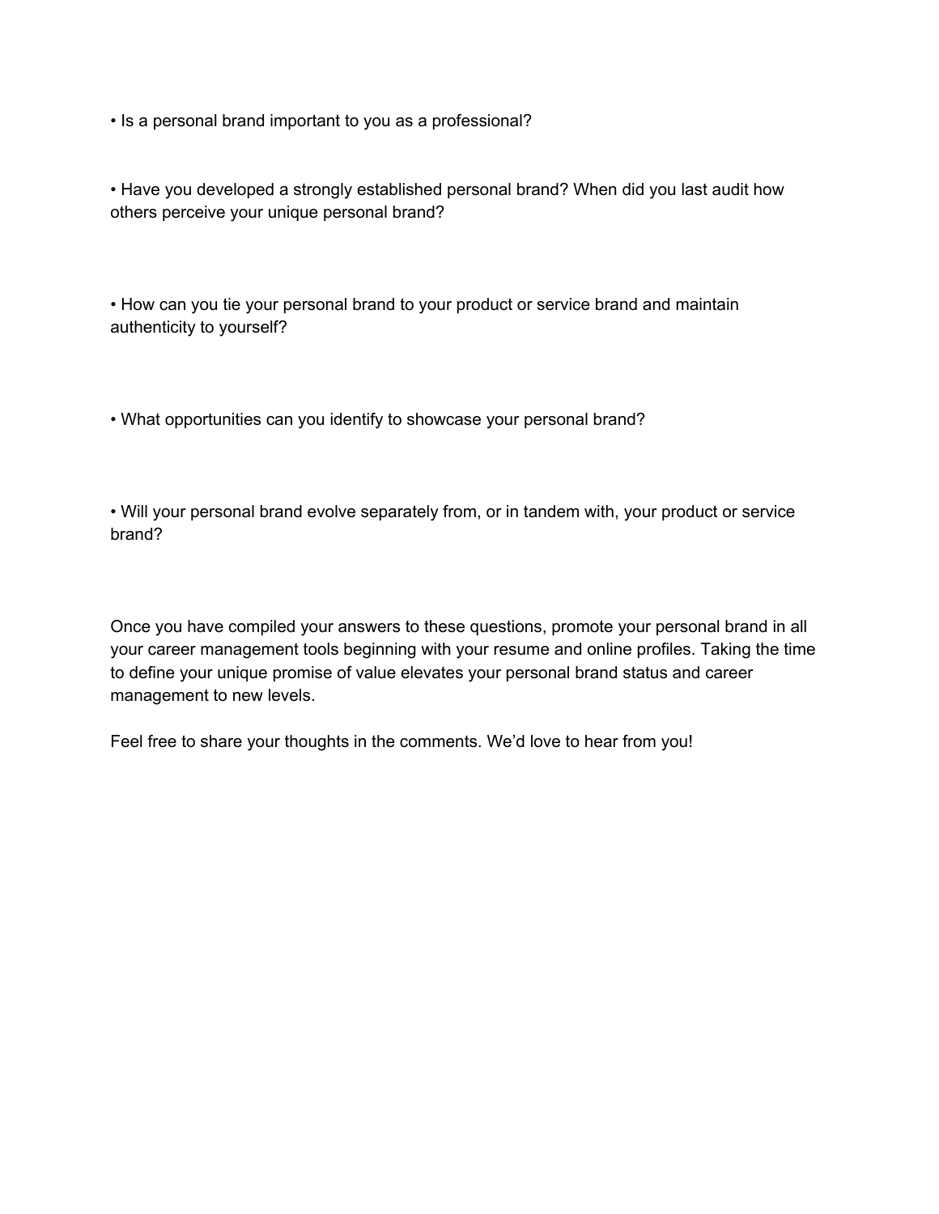- Is a personal brand important to you as a professional?

- Have you developed a strongly established personal brand? When did you last audit how others perceive your unique personal brand?

- How can you tie your personal brand to your product or service brand and maintain authenticity to yourself?

- What opportunities can you identify to showcase your personal brand?

- Will your personal brand evolve separately from, or in tandem with, your product or service brand?

Once you have compiled your answers to these questions, promote your personal brand in all your career management tools beginning with your resume and online profiles. Taking the time to define your unique promise of value elevates your personal brand status and career management to new levels.

Feel free to share your thoughts in the comments. We'd love to hear from you!